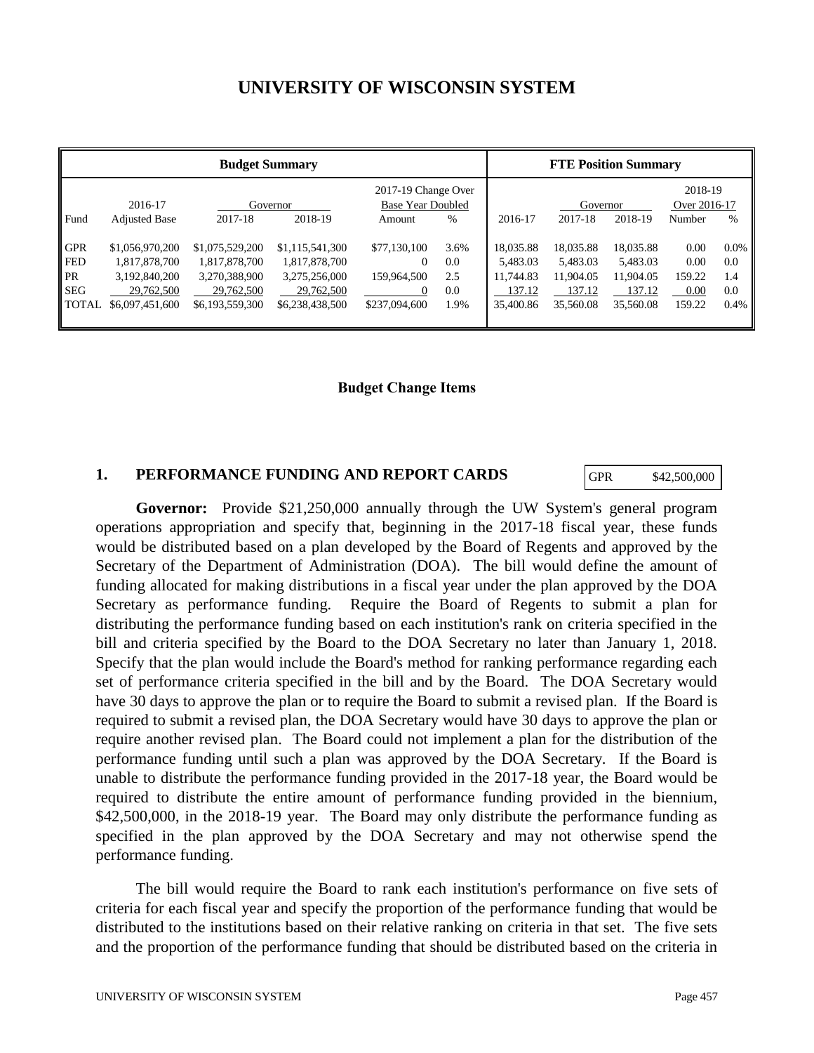# UNIVERSITY OF WISCONSIN SYSTEM

| Budget Summary | | | | | | FTE Position Summary | | | | |
|---|---|---|---|---|---|---|---|---|---|---|
| | 2016-17 | Governor | | 2017-19 Change Over Base Year Doubled | | | Governor | | 2018-19 Over 2016-17 | |
| Fund | Adjusted Base | 2017-18 | 2018-19 | Amount | % | 2016-17 | 2017-18 | 2018-19 | Number | % |
| GPR | $1,056,970,200 | $1,075,529,200 | $1,115,541,300 | $77,130,100 | 3.6% | 18,035.88 | 18,035.88 | 18,035.88 | 0.00 | 0.0% |
| FED | 1,817,878,700 | 1,817,878,700 | 1,817,878,700 | 0 | 0.0 | 5,483.03 | 5,483.03 | 5,483.03 | 0.00 | 0.0 |
| PR | 3,192,840,200 | 3,270,388,900 | 3,275,256,000 | 159,964,500 | 2.5 | 11,744.83 | 11,904.05 | 11,904.05 | 159.22 | 1.4 |
| SEG | 29,762,500 | 29,762,500 | 29,762,500 | 0 | 0.0 | 137.12 | 137.12 | 137.12 | 0.00 | 0.0 |
| TOTAL | $6,097,451,600 | $6,193,559,300 | $6,238,438,500 | $237,094,600 | 1.9% | 35,400.86 | 35,560.08 | 35,560.08 | 159.22 | 0.4% |

## Budget Change Items

### 1. PERFORMANCE FUNDING AND REPORT CARDS

| GPR | $42,500,000 |
|---|---|

**Governor:** Provide $21,250,000 annually through the UW System's general program operations appropriation and specify that, beginning in the 2017-18 fiscal year, these funds would be distributed based on a plan developed by the Board of Regents and approved by the Secretary of the Department of Administration (DOA). The bill would define the amount of funding allocated for making distributions in a fiscal year under the plan approved by the DOA Secretary as performance funding. Require the Board of Regents to submit a plan for distributing the performance funding based on each institution's rank on criteria specified in the bill and criteria specified by the Board to the DOA Secretary no later than January 1, 2018. Specify that the plan would include the Board's method for ranking performance regarding each set of performance criteria specified in the bill and by the Board. The DOA Secretary would have 30 days to approve the plan or to require the Board to submit a revised plan. If the Board is required to submit a revised plan, the DOA Secretary would have 30 days to approve the plan or require another revised plan. The Board could not implement a plan for the distribution of the performance funding until such a plan was approved by the DOA Secretary. If the Board is unable to distribute the performance funding provided in the 2017-18 year, the Board would be required to distribute the entire amount of performance funding provided in the biennium, $42,500,000, in the 2018-19 year. The Board may only distribute the performance funding as specified in the plan approved by the DOA Secretary and may not otherwise spend the performance funding.

The bill would require the Board to rank each institution's performance on five sets of criteria for each fiscal year and specify the proportion of the performance funding that would be distributed to the institutions based on their relative ranking on criteria in that set. The five sets and the proportion of the performance funding that should be distributed based on the criteria in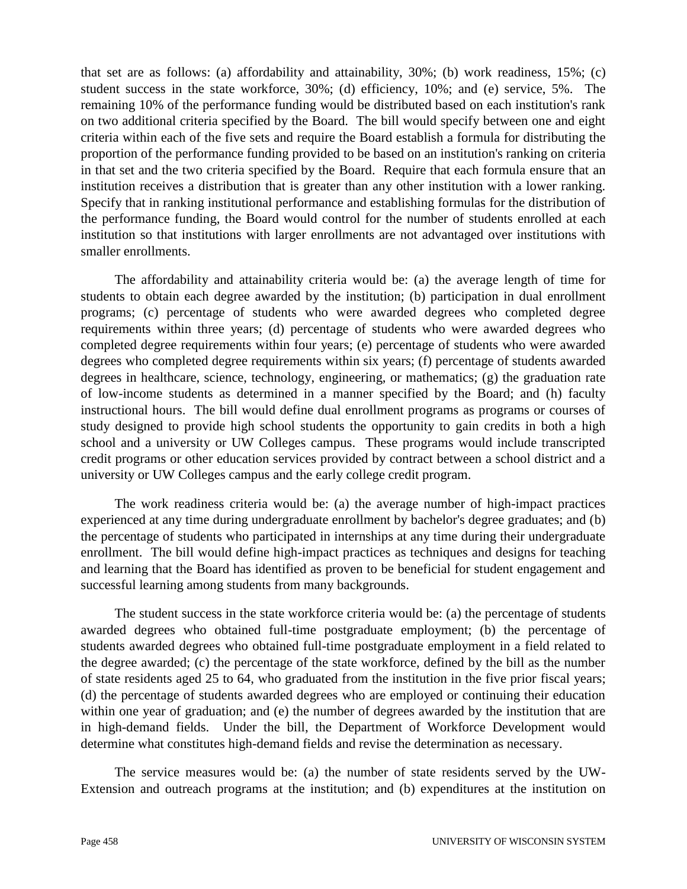that set are as follows: (a) affordability and attainability, 30%; (b) work readiness, 15%; (c) student success in the state workforce, 30%; (d) efficiency, 10%; and (e) service, 5%. The remaining 10% of the performance funding would be distributed based on each institution's rank on two additional criteria specified by the Board. The bill would specify between one and eight criteria within each of the five sets and require the Board establish a formula for distributing the proportion of the performance funding provided to be based on an institution's ranking on criteria in that set and the two criteria specified by the Board. Require that each formula ensure that an institution receives a distribution that is greater than any other institution with a lower ranking. Specify that in ranking institutional performance and establishing formulas for the distribution of the performance funding, the Board would control for the number of students enrolled at each institution so that institutions with larger enrollments are not advantaged over institutions with smaller enrollments.

The affordability and attainability criteria would be: (a) the average length of time for students to obtain each degree awarded by the institution; (b) participation in dual enrollment programs; (c) percentage of students who were awarded degrees who completed degree requirements within three years; (d) percentage of students who were awarded degrees who completed degree requirements within four years; (e) percentage of students who were awarded degrees who completed degree requirements within six years; (f) percentage of students awarded degrees in healthcare, science, technology, engineering, or mathematics; (g) the graduation rate of low-income students as determined in a manner specified by the Board; and (h) faculty instructional hours. The bill would define dual enrollment programs as programs or courses of study designed to provide high school students the opportunity to gain credits in both a high school and a university or UW Colleges campus. These programs would include transcripted credit programs or other education services provided by contract between a school district and a university or UW Colleges campus and the early college credit program.

The work readiness criteria would be: (a) the average number of high-impact practices experienced at any time during undergraduate enrollment by bachelor's degree graduates; and (b) the percentage of students who participated in internships at any time during their undergraduate enrollment. The bill would define high-impact practices as techniques and designs for teaching and learning that the Board has identified as proven to be beneficial for student engagement and successful learning among students from many backgrounds.

The student success in the state workforce criteria would be: (a) the percentage of students awarded degrees who obtained full-time postgraduate employment; (b) the percentage of students awarded degrees who obtained full-time postgraduate employment in a field related to the degree awarded; (c) the percentage of the state workforce, defined by the bill as the number of state residents aged 25 to 64, who graduated from the institution in the five prior fiscal years; (d) the percentage of students awarded degrees who are employed or continuing their education within one year of graduation; and (e) the number of degrees awarded by the institution that are in high-demand fields. Under the bill, the Department of Workforce Development would determine what constitutes high-demand fields and revise the determination as necessary.

The service measures would be: (a) the number of state residents served by the UW-Extension and outreach programs at the institution; and (b) expenditures at the institution on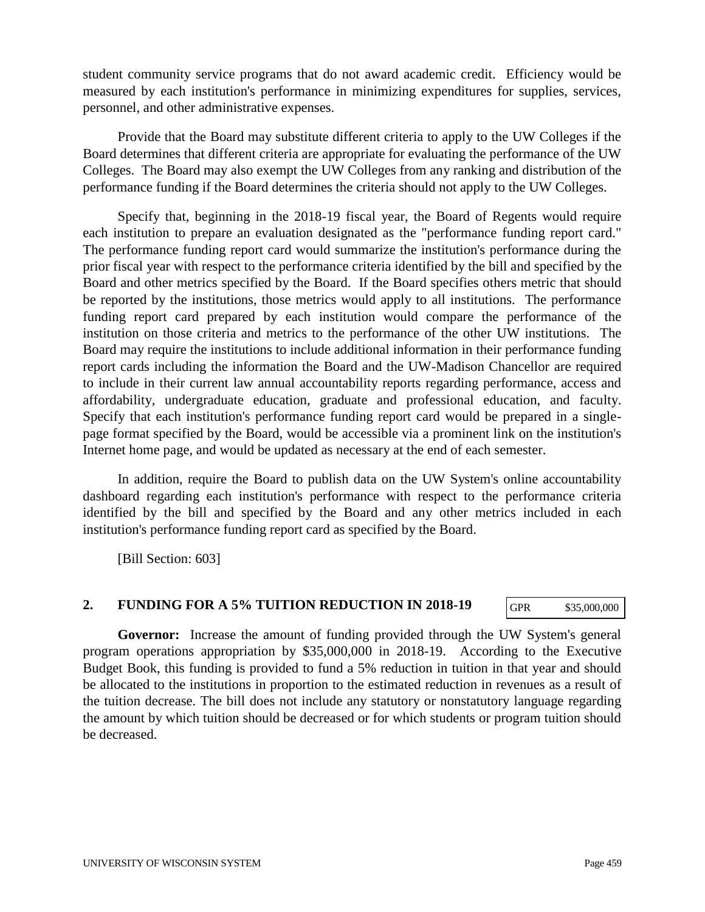student community service programs that do not award academic credit. Efficiency would be measured by each institution's performance in minimizing expenditures for supplies, services, personnel, and other administrative expenses.

Provide that the Board may substitute different criteria to apply to the UW Colleges if the Board determines that different criteria are appropriate for evaluating the performance of the UW Colleges. The Board may also exempt the UW Colleges from any ranking and distribution of the performance funding if the Board determines the criteria should not apply to the UW Colleges.

Specify that, beginning in the 2018-19 fiscal year, the Board of Regents would require each institution to prepare an evaluation designated as the "performance funding report card." The performance funding report card would summarize the institution's performance during the prior fiscal year with respect to the performance criteria identified by the bill and specified by the Board and other metrics specified by the Board. If the Board specifies others metric that should be reported by the institutions, those metrics would apply to all institutions. The performance funding report card prepared by each institution would compare the performance of the institution on those criteria and metrics to the performance of the other UW institutions. The Board may require the institutions to include additional information in their performance funding report cards including the information the Board and the UW-Madison Chancellor are required to include in their current law annual accountability reports regarding performance, access and affordability, undergraduate education, graduate and professional education, and faculty. Specify that each institution's performance funding report card would be prepared in a single-page format specified by the Board, would be accessible via a prominent link on the institution's Internet home page, and would be updated as necessary at the end of each semester.

In addition, require the Board to publish data on the UW System's online accountability dashboard regarding each institution's performance with respect to the performance criteria identified by the bill and specified by the Board and any other metrics included in each institution's performance funding report card as specified by the Board.

[Bill Section: 603]

## 2. FUNDING FOR A 5% TUITION REDUCTION IN 2018-19

| GPR | $35,000,000 |
|---|---|

**Governor:** Increase the amount of funding provided through the UW System's general program operations appropriation by $35,000,000 in 2018-19. According to the Executive Budget Book, this funding is provided to fund a 5% reduction in tuition in that year and should be allocated to the institutions in proportion to the estimated reduction in revenues as a result of the tuition decrease. The bill does not include any statutory or nonstatutory language regarding the amount by which tuition should be decreased or for which students or program tuition should be decreased.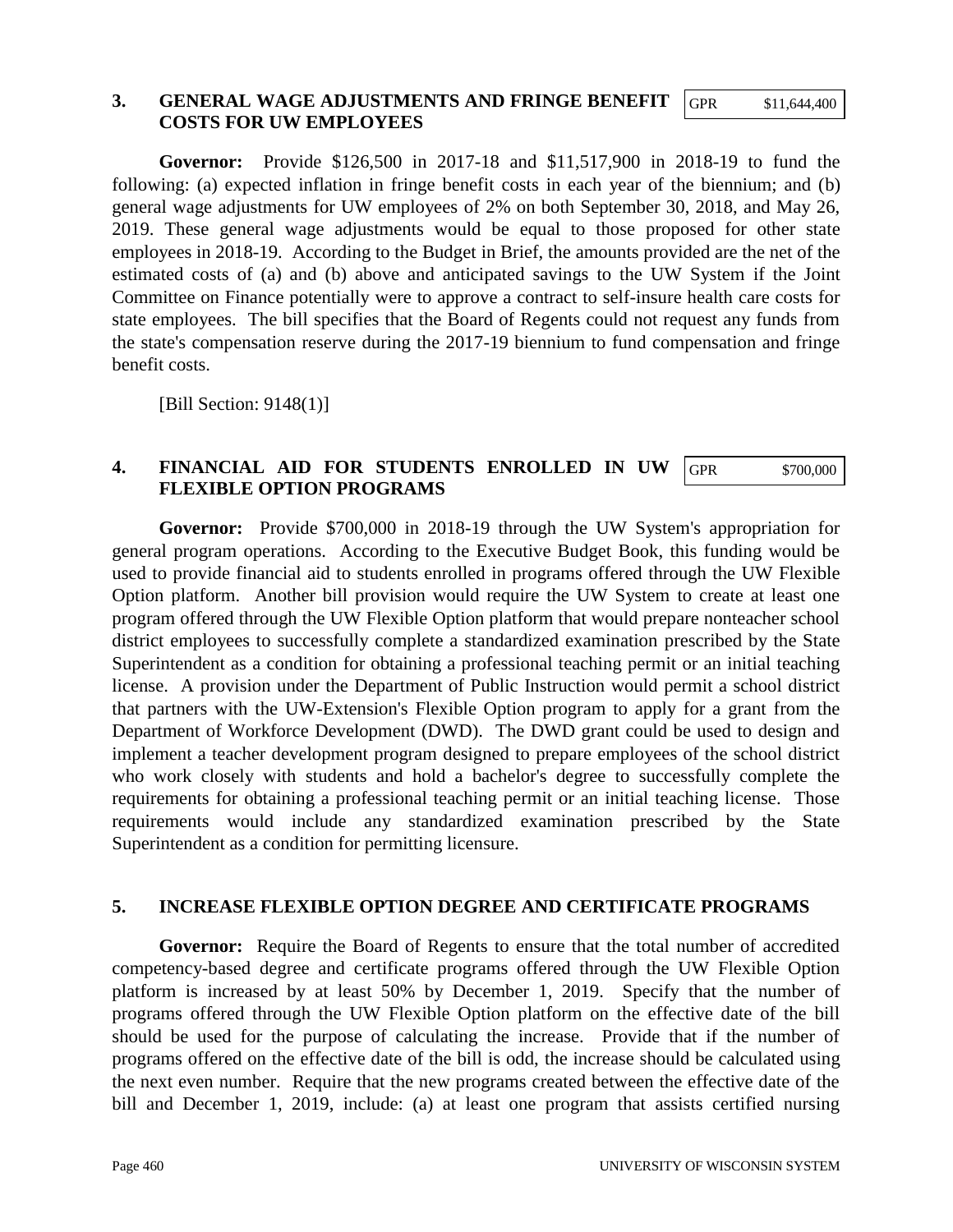### 3. GENERAL WAGE ADJUSTMENTS AND FRINGE BENEFIT COSTS FOR UW EMPLOYEES

| GPR | $11,644,400 |
|---|---|

**Governor:** Provide $126,500 in 2017-18 and $11,517,900 in 2018-19 to fund the following: (a) expected inflation in fringe benefit costs in each year of the biennium; and (b) general wage adjustments for UW employees of 2% on both September 30, 2018, and May 26, 2019. These general wage adjustments would be equal to those proposed for other state employees in 2018-19. According to the Budget in Brief, the amounts provided are the net of the estimated costs of (a) and (b) above and anticipated savings to the UW System if the Joint Committee on Finance potentially were to approve a contract to self-insure health care costs for state employees. The bill specifies that the Board of Regents could not request any funds from the state's compensation reserve during the 2017-19 biennium to fund compensation and fringe benefit costs.

[Bill Section: 9148(1)]

### 4. FINANCIAL AID FOR STUDENTS ENROLLED IN UW FLEXIBLE OPTION PROGRAMS

| GPR | $700,000 |
|---|---|

**Governor:** Provide $700,000 in 2018-19 through the UW System's appropriation for general program operations. According to the Executive Budget Book, this funding would be used to provide financial aid to students enrolled in programs offered through the UW Flexible Option platform. Another bill provision would require the UW System to create at least one program offered through the UW Flexible Option platform that would prepare nonteacher school district employees to successfully complete a standardized examination prescribed by the State Superintendent as a condition for obtaining a professional teaching permit or an initial teaching license. A provision under the Department of Public Instruction would permit a school district that partners with the UW-Extension's Flexible Option program to apply for a grant from the Department of Workforce Development (DWD). The DWD grant could be used to design and implement a teacher development program designed to prepare employees of the school district who work closely with students and hold a bachelor's degree to successfully complete the requirements for obtaining a professional teaching permit or an initial teaching license. Those requirements would include any standardized examination prescribed by the State Superintendent as a condition for permitting licensure.

### 5. INCREASE FLEXIBLE OPTION DEGREE AND CERTIFICATE PROGRAMS

**Governor:** Require the Board of Regents to ensure that the total number of accredited competency-based degree and certificate programs offered through the UW Flexible Option platform is increased by at least 50% by December 1, 2019. Specify that the number of programs offered through the UW Flexible Option platform on the effective date of the bill should be used for the purpose of calculating the increase. Provide that if the number of programs offered on the effective date of the bill is odd, the increase should be calculated using the next even number. Require that the new programs created between the effective date of the bill and December 1, 2019, include: (a) at least one program that assists certified nursing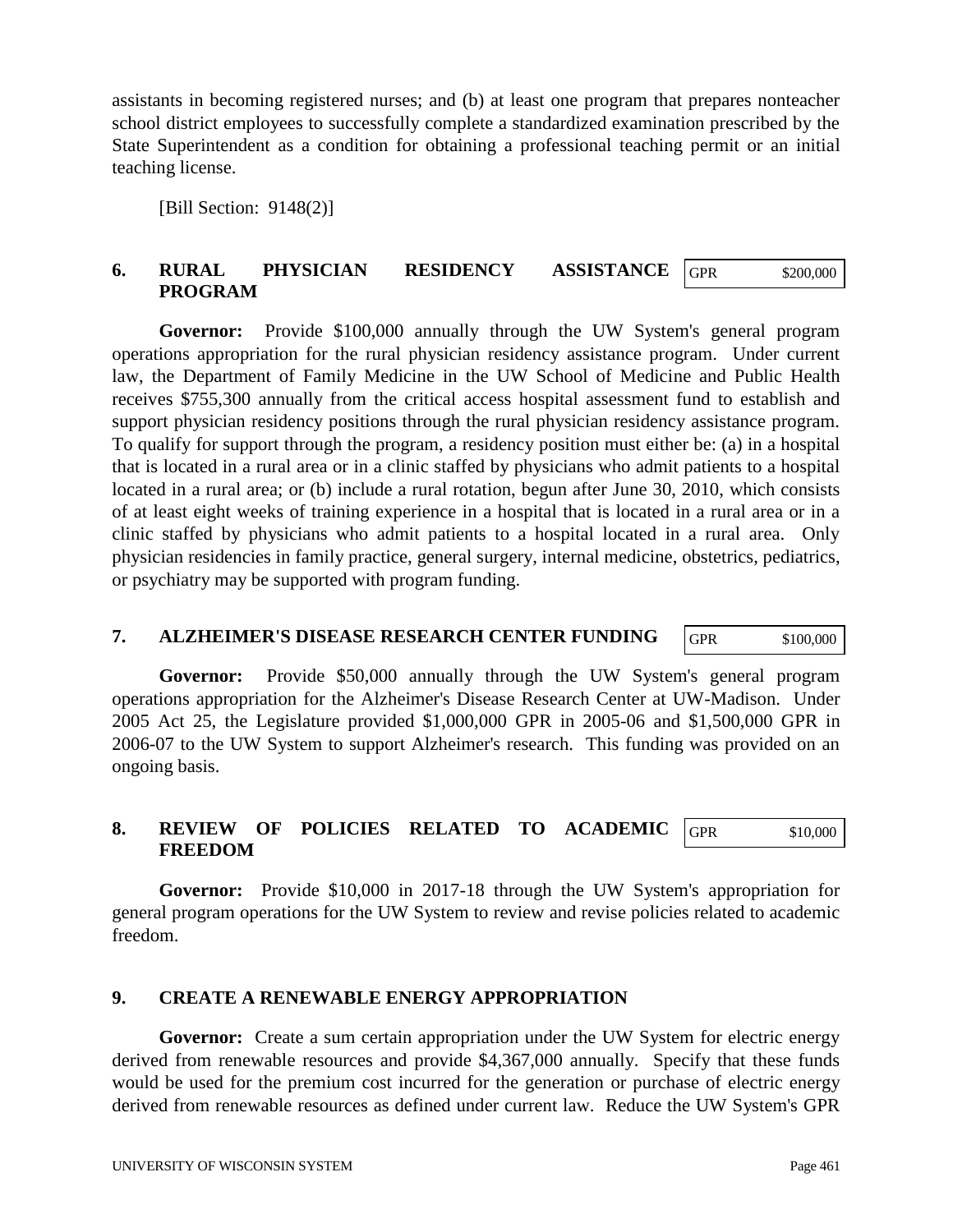assistants in becoming registered nurses; and (b) at least one program that prepares nonteacher school district employees to successfully complete a standardized examination prescribed by the State Superintendent as a condition for obtaining a professional teaching permit or an initial teaching license.

[Bill Section: 9148(2)]

## 6. RURAL PHYSICIAN RESIDENCY ASSISTANCE PROGRAM

| | |
|---|---|
| GPR | $200,000 |

**Governor:** Provide $100,000 annually through the UW System's general program operations appropriation for the rural physician residency assistance program. Under current law, the Department of Family Medicine in the UW School of Medicine and Public Health receives $755,300 annually from the critical access hospital assessment fund to establish and support physician residency positions through the rural physician residency assistance program. To qualify for support through the program, a residency position must either be: (a) in a hospital that is located in a rural area or in a clinic staffed by physicians who admit patients to a hospital located in a rural area; or (b) include a rural rotation, begun after June 30, 2010, which consists of at least eight weeks of training experience in a hospital that is located in a rural area or in a clinic staffed by physicians who admit patients to a hospital located in a rural area. Only physician residencies in family practice, general surgery, internal medicine, obstetrics, pediatrics, or psychiatry may be supported with program funding.

## 7. ALZHEIMER'S DISEASE RESEARCH CENTER FUNDING

| | |
|---|---|
| GPR | $100,000 |

**Governor:** Provide $50,000 annually through the UW System's general program operations appropriation for the Alzheimer's Disease Research Center at UW-Madison. Under 2005 Act 25, the Legislature provided $1,000,000 GPR in 2005-06 and $1,500,000 GPR in 2006-07 to the UW System to support Alzheimer's research. This funding was provided on an ongoing basis.

## 8. REVIEW OF POLICIES RELATED TO ACADEMIC FREEDOM

| | |
|---|---|
| GPR | $10,000 |

**Governor:** Provide $10,000 in 2017-18 through the UW System's appropriation for general program operations for the UW System to review and revise policies related to academic freedom.

## 9. CREATE A RENEWABLE ENERGY APPROPRIATION

**Governor:** Create a sum certain appropriation under the UW System for electric energy derived from renewable resources and provide $4,367,000 annually. Specify that these funds would be used for the premium cost incurred for the generation or purchase of electric energy derived from renewable resources as defined under current law. Reduce the UW System's GPR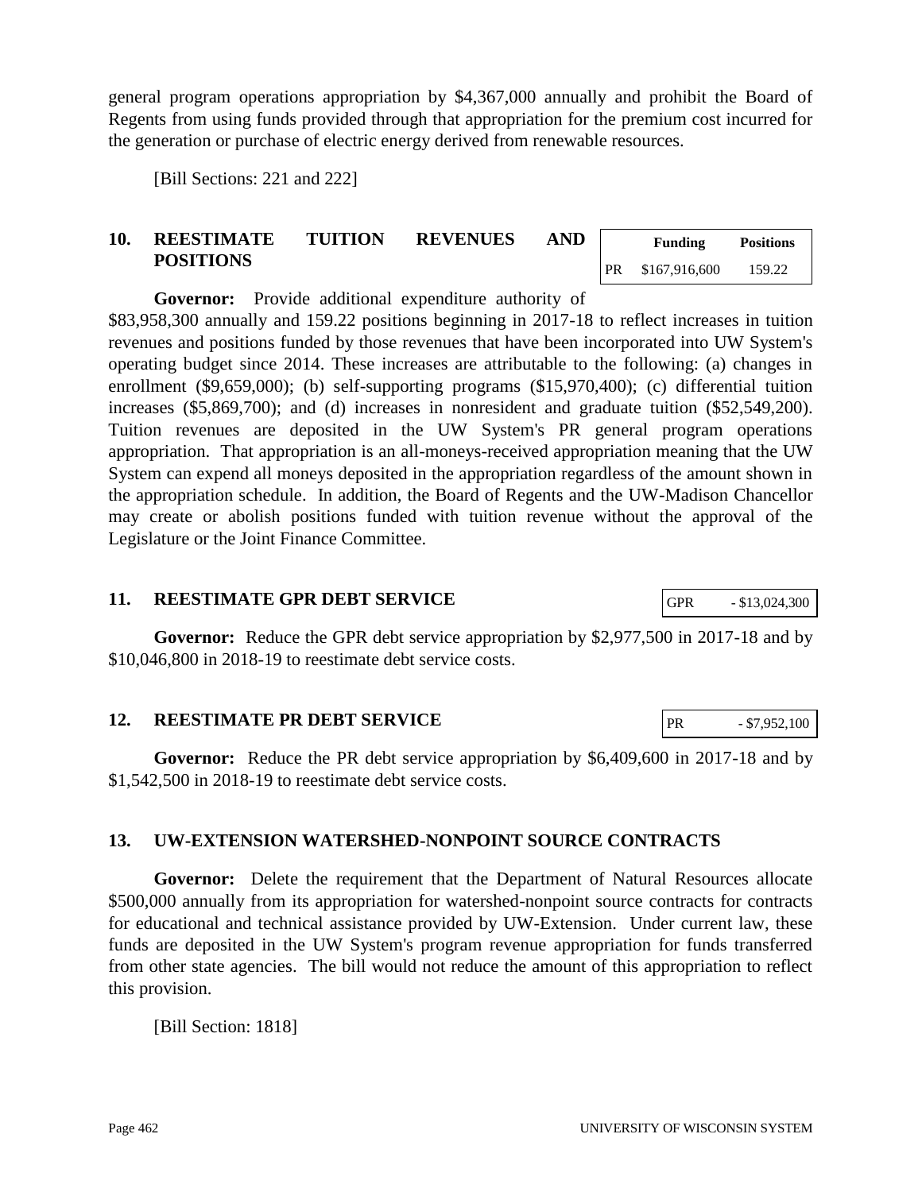general program operations appropriation by $4,367,000 annually and prohibit the Board of Regents from using funds provided through that appropriation for the premium cost incurred for the generation or purchase of electric energy derived from renewable resources.

[Bill Sections: 221 and 222]

## 10. REESTIMATE TUITION REVENUES AND POSITIONS

| | Funding | Positions |
|---|---|---|
| PR | $167,916,600 | 159.22 |

**Governor:** Provide additional expenditure authority of $83,958,300 annually and 159.22 positions beginning in 2017-18 to reflect increases in tuition revenues and positions funded by those revenues that have been incorporated into UW System's operating budget since 2014. These increases are attributable to the following: (a) changes in enrollment ($9,659,000); (b) self-supporting programs ($15,970,400); (c) differential tuition increases ($5,869,700); and (d) increases in nonresident and graduate tuition ($52,549,200). Tuition revenues are deposited in the UW System's PR general program operations appropriation. That appropriation is an all-moneys-received appropriation meaning that the UW System can expend all moneys deposited in the appropriation regardless of the amount shown in the appropriation schedule. In addition, the Board of Regents and the UW-Madison Chancellor may create or abolish positions funded with tuition revenue without the approval of the Legislature or the Joint Finance Committee.

## 11. REESTIMATE GPR DEBT SERVICE

| | |
|---|---|
| GPR | - $13,024,300 |

**Governor:** Reduce the GPR debt service appropriation by $2,977,500 in 2017-18 and by $10,046,800 in 2018-19 to reestimate debt service costs.

## 12. REESTIMATE PR DEBT SERVICE

| | |
|---|---|
| PR | - $7,952,100 |

**Governor:** Reduce the PR debt service appropriation by $6,409,600 in 2017-18 and by $1,542,500 in 2018-19 to reestimate debt service costs.

## 13. UW-EXTENSION WATERSHED-NONPOINT SOURCE CONTRACTS

**Governor:** Delete the requirement that the Department of Natural Resources allocate $500,000 annually from its appropriation for watershed-nonpoint source contracts for contracts for educational and technical assistance provided by UW-Extension. Under current law, these funds are deposited in the UW System's program revenue appropriation for funds transferred from other state agencies. The bill would not reduce the amount of this appropriation to reflect this provision.

[Bill Section: 1818]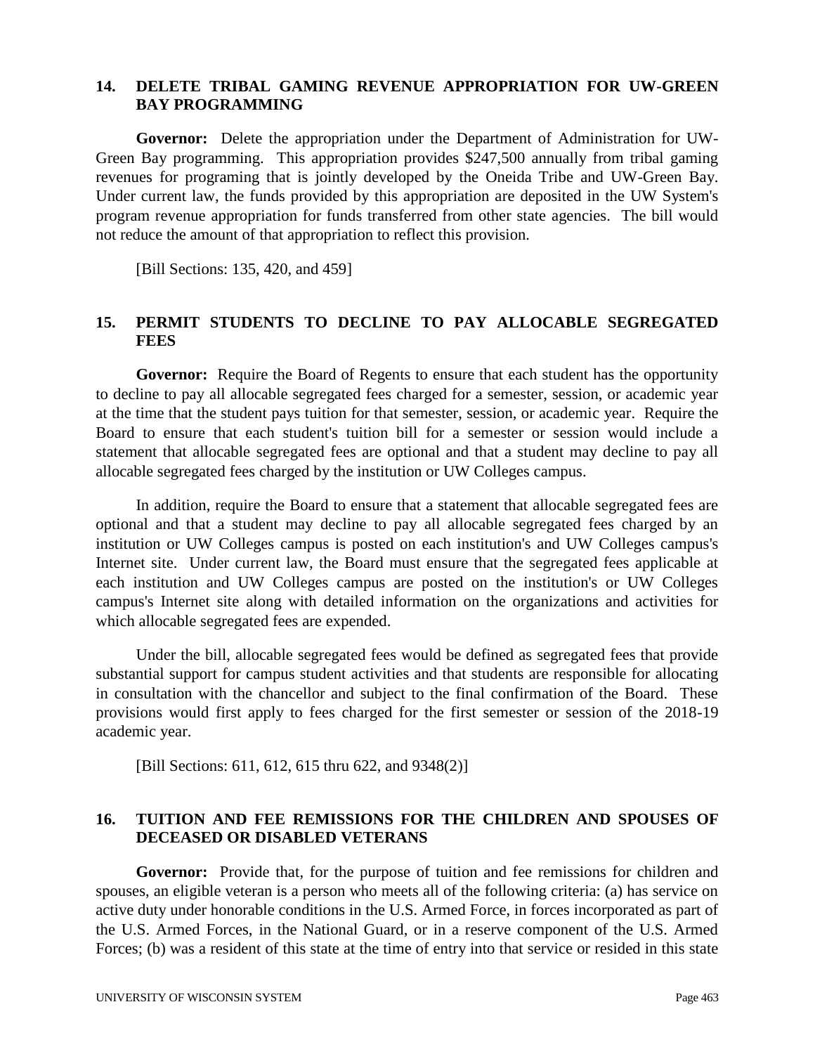## 14. DELETE TRIBAL GAMING REVENUE APPROPRIATION FOR UW-GREEN BAY PROGRAMMING

**Governor:** Delete the appropriation under the Department of Administration for UW-Green Bay programming. This appropriation provides $247,500 annually from tribal gaming revenues for programing that is jointly developed by the Oneida Tribe and UW-Green Bay. Under current law, the funds provided by this appropriation are deposited in the UW System's program revenue appropriation for funds transferred from other state agencies. The bill would not reduce the amount of that appropriation to reflect this provision.

[Bill Sections: 135, 420, and 459]

## 15. PERMIT STUDENTS TO DECLINE TO PAY ALLOCABLE SEGREGATED FEES

**Governor:** Require the Board of Regents to ensure that each student has the opportunity to decline to pay all allocable segregated fees charged for a semester, session, or academic year at the time that the student pays tuition for that semester, session, or academic year. Require the Board to ensure that each student's tuition bill for a semester or session would include a statement that allocable segregated fees are optional and that a student may decline to pay all allocable segregated fees charged by the institution or UW Colleges campus.

In addition, require the Board to ensure that a statement that allocable segregated fees are optional and that a student may decline to pay all allocable segregated fees charged by an institution or UW Colleges campus is posted on each institution's and UW Colleges campus's Internet site. Under current law, the Board must ensure that the segregated fees applicable at each institution and UW Colleges campus are posted on the institution's or UW Colleges campus's Internet site along with detailed information on the organizations and activities for which allocable segregated fees are expended.

Under the bill, allocable segregated fees would be defined as segregated fees that provide substantial support for campus student activities and that students are responsible for allocating in consultation with the chancellor and subject to the final confirmation of the Board. These provisions would first apply to fees charged for the first semester or session of the 2018-19 academic year.

[Bill Sections: 611, 612, 615 thru 622, and 9348(2)]

## 16. TUITION AND FEE REMISSIONS FOR THE CHILDREN AND SPOUSES OF DECEASED OR DISABLED VETERANS

**Governor:** Provide that, for the purpose of tuition and fee remissions for children and spouses, an eligible veteran is a person who meets all of the following criteria: (a) has service on active duty under honorable conditions in the U.S. Armed Force, in forces incorporated as part of the U.S. Armed Forces, in the National Guard, or in a reserve component of the U.S. Armed Forces; (b) was a resident of this state at the time of entry into that service or resided in this state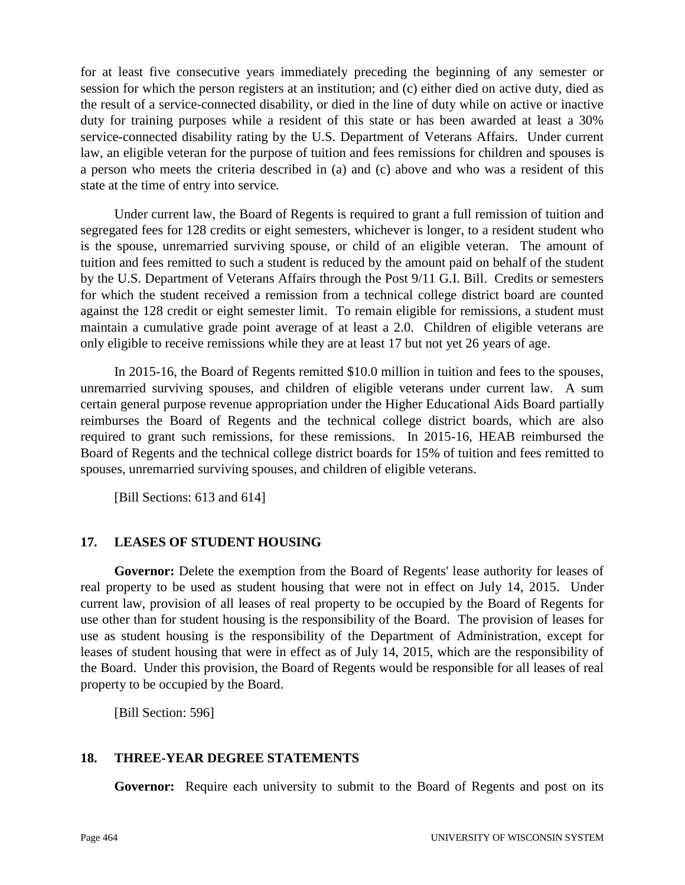for at least five consecutive years immediately preceding the beginning of any semester or session for which the person registers at an institution; and (c) either died on active duty, died as the result of a service-connected disability, or died in the line of duty while on active or inactive duty for training purposes while a resident of this state or has been awarded at least a 30% service-connected disability rating by the U.S. Department of Veterans Affairs. Under current law, an eligible veteran for the purpose of tuition and fees remissions for children and spouses is a person who meets the criteria described in (a) and (c) above and who was a resident of this state at the time of entry into service.

Under current law, the Board of Regents is required to grant a full remission of tuition and segregated fees for 128 credits or eight semesters, whichever is longer, to a resident student who is the spouse, unremarried surviving spouse, or child of an eligible veteran. The amount of tuition and fees remitted to such a student is reduced by the amount paid on behalf of the student by the U.S. Department of Veterans Affairs through the Post 9/11 G.I. Bill. Credits or semesters for which the student received a remission from a technical college district board are counted against the 128 credit or eight semester limit. To remain eligible for remissions, a student must maintain a cumulative grade point average of at least a 2.0. Children of eligible veterans are only eligible to receive remissions while they are at least 17 but not yet 26 years of age.

In 2015-16, the Board of Regents remitted $10.0 million in tuition and fees to the spouses, unremarried surviving spouses, and children of eligible veterans under current law. A sum certain general purpose revenue appropriation under the Higher Educational Aids Board partially reimburses the Board of Regents and the technical college district boards, which are also required to grant such remissions, for these remissions. In 2015-16, HEAB reimbursed the Board of Regents and the technical college district boards for 15% of tuition and fees remitted to spouses, unremarried surviving spouses, and children of eligible veterans.

[Bill Sections: 613 and 614]

## 17. LEASES OF STUDENT HOUSING

**Governor:** Delete the exemption from the Board of Regents' lease authority for leases of real property to be used as student housing that were not in effect on July 14, 2015. Under current law, provision of all leases of real property to be occupied by the Board of Regents for use other than for student housing is the responsibility of the Board. The provision of leases for use as student housing is the responsibility of the Department of Administration, except for leases of student housing that were in effect as of July 14, 2015, which are the responsibility of the Board. Under this provision, the Board of Regents would be responsible for all leases of real property to be occupied by the Board.

[Bill Section: 596]

## 18. THREE-YEAR DEGREE STATEMENTS

**Governor:** Require each university to submit to the Board of Regents and post on its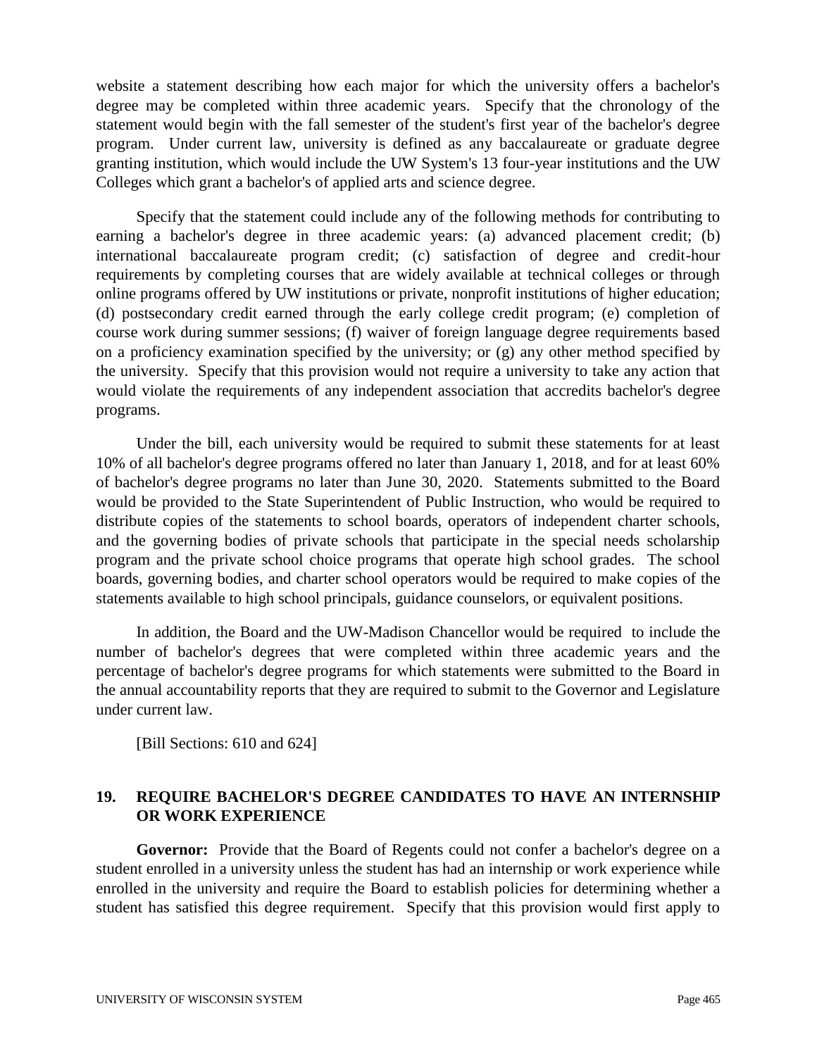website a statement describing how each major for which the university offers a bachelor's degree may be completed within three academic years. Specify that the chronology of the statement would begin with the fall semester of the student's first year of the bachelor's degree program. Under current law, university is defined as any baccalaureate or graduate degree granting institution, which would include the UW System's 13 four-year institutions and the UW Colleges which grant a bachelor's of applied arts and science degree.

Specify that the statement could include any of the following methods for contributing to earning a bachelor's degree in three academic years: (a) advanced placement credit; (b) international baccalaureate program credit; (c) satisfaction of degree and credit-hour requirements by completing courses that are widely available at technical colleges or through online programs offered by UW institutions or private, nonprofit institutions of higher education; (d) postsecondary credit earned through the early college credit program; (e) completion of course work during summer sessions; (f) waiver of foreign language degree requirements based on a proficiency examination specified by the university; or (g) any other method specified by the university. Specify that this provision would not require a university to take any action that would violate the requirements of any independent association that accredits bachelor's degree programs.

Under the bill, each university would be required to submit these statements for at least 10% of all bachelor's degree programs offered no later than January 1, 2018, and for at least 60% of bachelor's degree programs no later than June 30, 2020. Statements submitted to the Board would be provided to the State Superintendent of Public Instruction, who would be required to distribute copies of the statements to school boards, operators of independent charter schools, and the governing bodies of private schools that participate in the special needs scholarship program and the private school choice programs that operate high school grades. The school boards, governing bodies, and charter school operators would be required to make copies of the statements available to high school principals, guidance counselors, or equivalent positions.

In addition, the Board and the UW-Madison Chancellor would be required to include the number of bachelor's degrees that were completed within three academic years and the percentage of bachelor's degree programs for which statements were submitted to the Board in the annual accountability reports that they are required to submit to the Governor and Legislature under current law.

[Bill Sections: 610 and 624]

## 19. REQUIRE BACHELOR'S DEGREE CANDIDATES TO HAVE AN INTERNSHIP OR WORK EXPERIENCE

**Governor:** Provide that the Board of Regents could not confer a bachelor's degree on a student enrolled in a university unless the student has had an internship or work experience while enrolled in the university and require the Board to establish policies for determining whether a student has satisfied this degree requirement. Specify that this provision would first apply to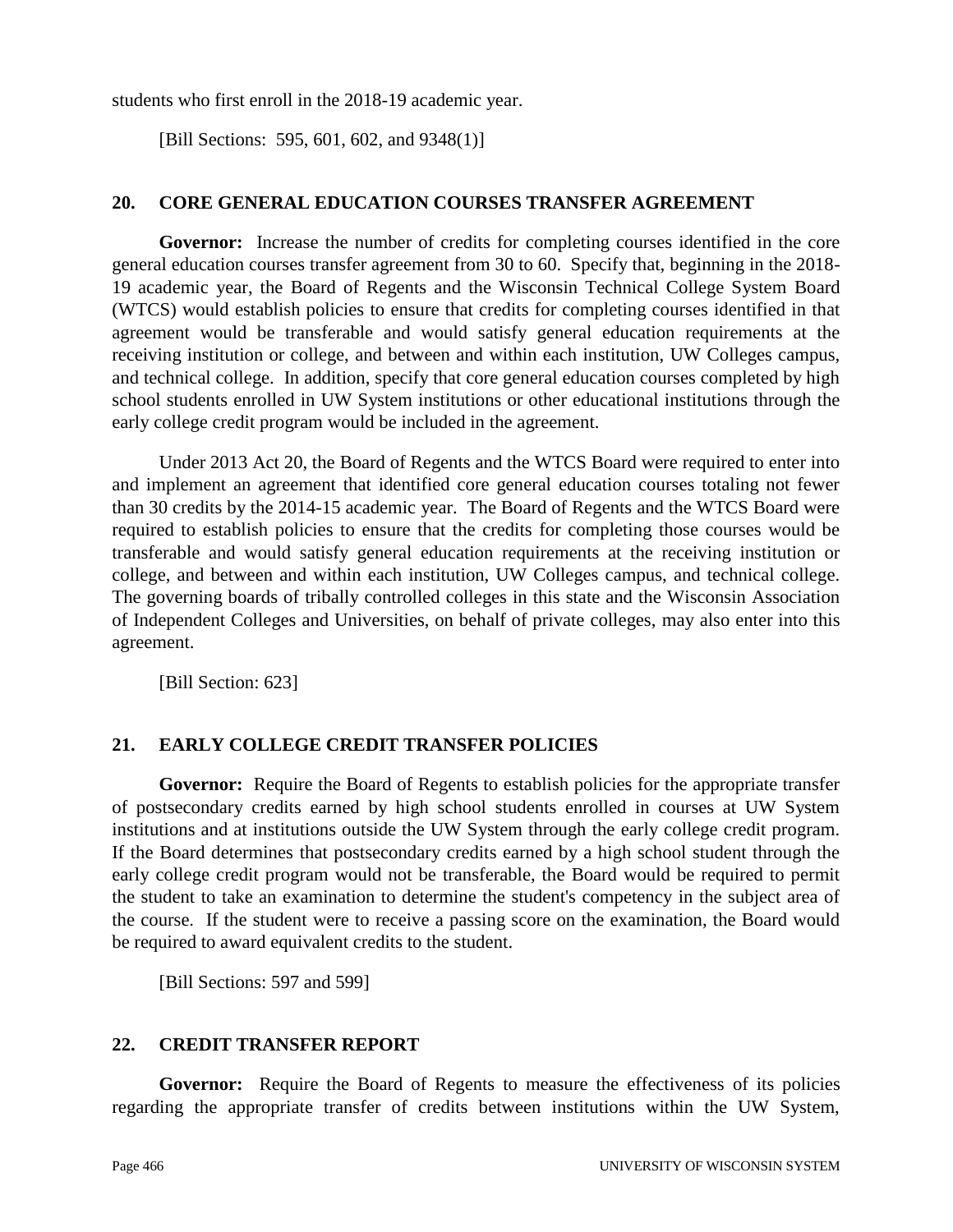students who first enroll in the 2018-19 academic year.

[Bill Sections: 595, 601, 602, and 9348(1)]

## 20. CORE GENERAL EDUCATION COURSES TRANSFER AGREEMENT

**Governor:** Increase the number of credits for completing courses identified in the core general education courses transfer agreement from 30 to 60. Specify that, beginning in the 2018-19 academic year, the Board of Regents and the Wisconsin Technical College System Board (WTCS) would establish policies to ensure that credits for completing courses identified in that agreement would be transferable and would satisfy general education requirements at the receiving institution or college, and between and within each institution, UW Colleges campus, and technical college. In addition, specify that core general education courses completed by high school students enrolled in UW System institutions or other educational institutions through the early college credit program would be included in the agreement.

Under 2013 Act 20, the Board of Regents and the WTCS Board were required to enter into and implement an agreement that identified core general education courses totaling not fewer than 30 credits by the 2014-15 academic year. The Board of Regents and the WTCS Board were required to establish policies to ensure that the credits for completing those courses would be transferable and would satisfy general education requirements at the receiving institution or college, and between and within each institution, UW Colleges campus, and technical college. The governing boards of tribally controlled colleges in this state and the Wisconsin Association of Independent Colleges and Universities, on behalf of private colleges, may also enter into this agreement.

[Bill Section: 623]

## 21. EARLY COLLEGE CREDIT TRANSFER POLICIES

**Governor:** Require the Board of Regents to establish policies for the appropriate transfer of postsecondary credits earned by high school students enrolled in courses at UW System institutions and at institutions outside the UW System through the early college credit program. If the Board determines that postsecondary credits earned by a high school student through the early college credit program would not be transferable, the Board would be required to permit the student to take an examination to determine the student's competency in the subject area of the course. If the student were to receive a passing score on the examination, the Board would be required to award equivalent credits to the student.

[Bill Sections: 597 and 599]

## 22. CREDIT TRANSFER REPORT

**Governor:** Require the Board of Regents to measure the effectiveness of its policies regarding the appropriate transfer of credits between institutions within the UW System,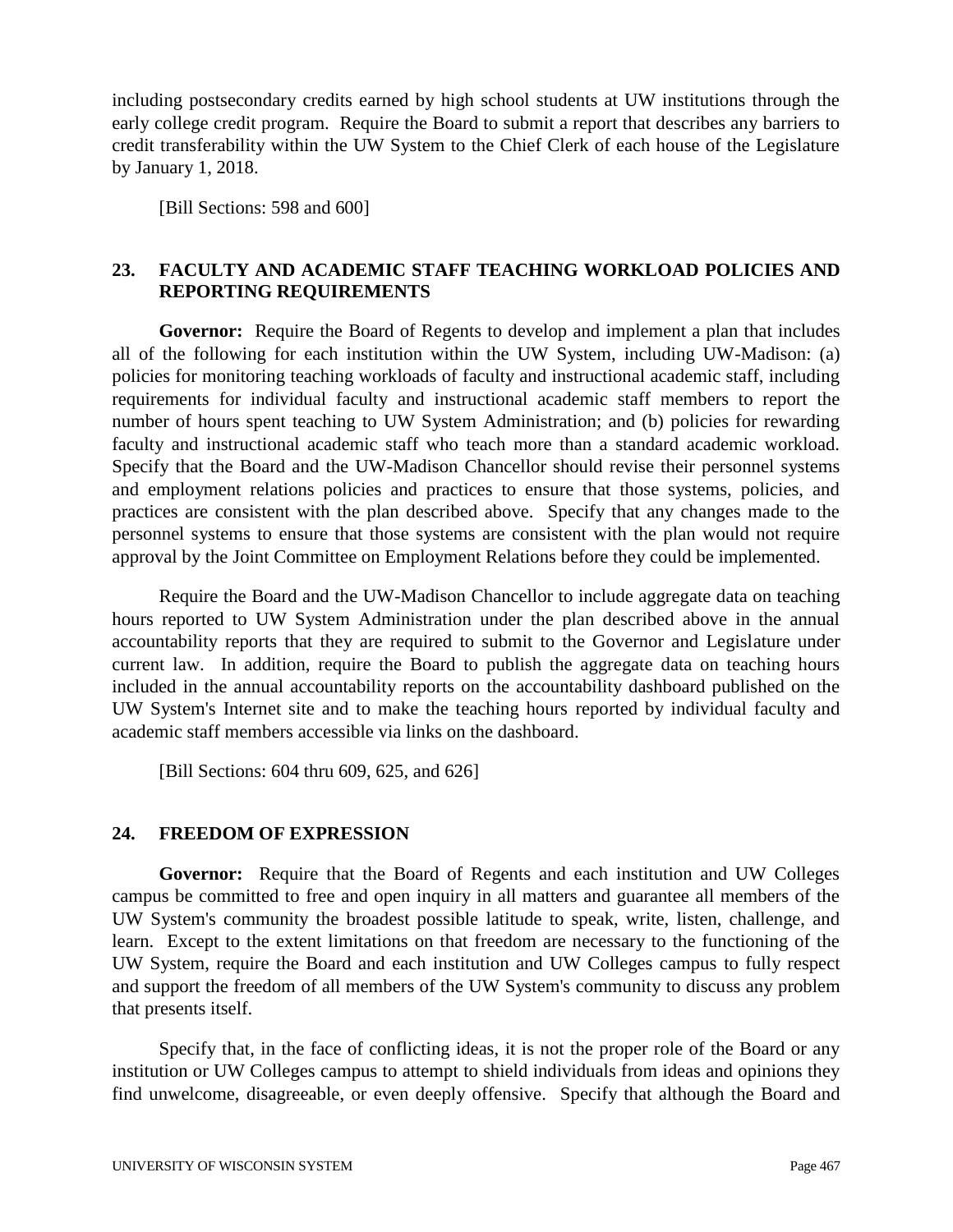including postsecondary credits earned by high school students at UW institutions through the early college credit program. Require the Board to submit a report that describes any barriers to credit transferability within the UW System to the Chief Clerk of each house of the Legislature by January 1, 2018.

[Bill Sections: 598 and 600]

## 23. FACULTY AND ACADEMIC STAFF TEACHING WORKLOAD POLICIES AND REPORTING REQUIREMENTS

**Governor:** Require the Board of Regents to develop and implement a plan that includes all of the following for each institution within the UW System, including UW-Madison: (a) policies for monitoring teaching workloads of faculty and instructional academic staff, including requirements for individual faculty and instructional academic staff members to report the number of hours spent teaching to UW System Administration; and (b) policies for rewarding faculty and instructional academic staff who teach more than a standard academic workload. Specify that the Board and the UW-Madison Chancellor should revise their personnel systems and employment relations policies and practices to ensure that those systems, policies, and practices are consistent with the plan described above. Specify that any changes made to the personnel systems to ensure that those systems are consistent with the plan would not require approval by the Joint Committee on Employment Relations before they could be implemented.

Require the Board and the UW-Madison Chancellor to include aggregate data on teaching hours reported to UW System Administration under the plan described above in the annual accountability reports that they are required to submit to the Governor and Legislature under current law. In addition, require the Board to publish the aggregate data on teaching hours included in the annual accountability reports on the accountability dashboard published on the UW System's Internet site and to make the teaching hours reported by individual faculty and academic staff members accessible via links on the dashboard.

[Bill Sections: 604 thru 609, 625, and 626]

## 24. FREEDOM OF EXPRESSION

**Governor:** Require that the Board of Regents and each institution and UW Colleges campus be committed to free and open inquiry in all matters and guarantee all members of the UW System's community the broadest possible latitude to speak, write, listen, challenge, and learn. Except to the extent limitations on that freedom are necessary to the functioning of the UW System, require the Board and each institution and UW Colleges campus to fully respect and support the freedom of all members of the UW System's community to discuss any problem that presents itself.

Specify that, in the face of conflicting ideas, it is not the proper role of the Board or any institution or UW Colleges campus to attempt to shield individuals from ideas and opinions they find unwelcome, disagreeable, or even deeply offensive. Specify that although the Board and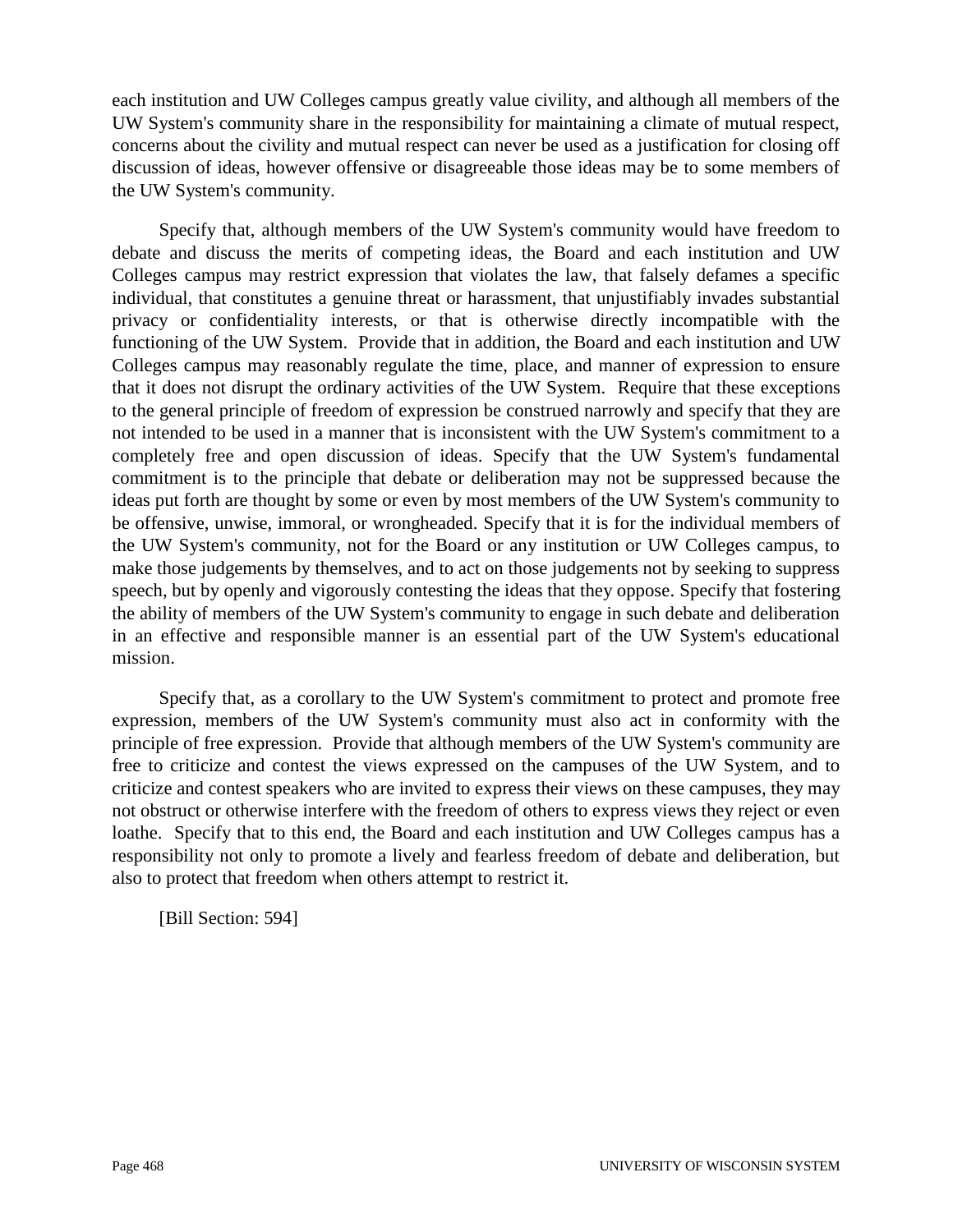each institution and UW Colleges campus greatly value civility, and although all members of the UW System's community share in the responsibility for maintaining a climate of mutual respect, concerns about the civility and mutual respect can never be used as a justification for closing off discussion of ideas, however offensive or disagreeable those ideas may be to some members of the UW System's community.

Specify that, although members of the UW System's community would have freedom to debate and discuss the merits of competing ideas, the Board and each institution and UW Colleges campus may restrict expression that violates the law, that falsely defames a specific individual, that constitutes a genuine threat or harassment, that unjustifiably invades substantial privacy or confidentiality interests, or that is otherwise directly incompatible with the functioning of the UW System. Provide that in addition, the Board and each institution and UW Colleges campus may reasonably regulate the time, place, and manner of expression to ensure that it does not disrupt the ordinary activities of the UW System. Require that these exceptions to the general principle of freedom of expression be construed narrowly and specify that they are not intended to be used in a manner that is inconsistent with the UW System's commitment to a completely free and open discussion of ideas. Specify that the UW System's fundamental commitment is to the principle that debate or deliberation may not be suppressed because the ideas put forth are thought by some or even by most members of the UW System's community to be offensive, unwise, immoral, or wrongheaded. Specify that it is for the individual members of the UW System's community, not for the Board or any institution or UW Colleges campus, to make those judgements by themselves, and to act on those judgements not by seeking to suppress speech, but by openly and vigorously contesting the ideas that they oppose. Specify that fostering the ability of members of the UW System's community to engage in such debate and deliberation in an effective and responsible manner is an essential part of the UW System's educational mission.

Specify that, as a corollary to the UW System's commitment to protect and promote free expression, members of the UW System's community must also act in conformity with the principle of free expression. Provide that although members of the UW System's community are free to criticize and contest the views expressed on the campuses of the UW System, and to criticize and contest speakers who are invited to express their views on these campuses, they may not obstruct or otherwise interfere with the freedom of others to express views they reject or even loathe. Specify that to this end, the Board and each institution and UW Colleges campus has a responsibility not only to promote a lively and fearless freedom of debate and deliberation, but also to protect that freedom when others attempt to restrict it.

[Bill Section: 594]